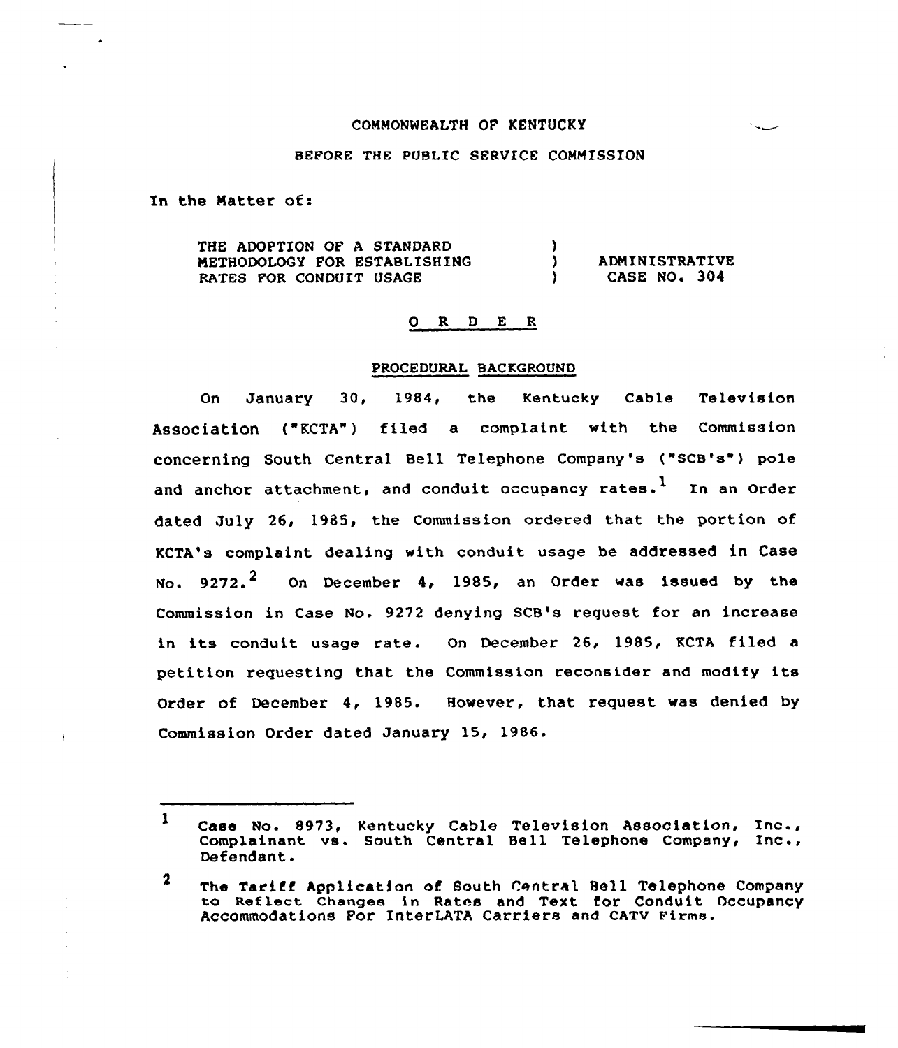COMMONWEALTH OF KENTUCKY

BEFORE THE PUBLIC SERVICE COMMISSION

In the Matter of:

| | | |
|---|---|---|
| THE ADOPTION OF A STANDARD METHODOLOGY FOR ESTABLISHING RATES FOR CONDUIT USAGE | ) ) ) | ADMINISTRATIVE CASE NO. 304 |

## O R D E R

### PROCEDURAL BACKGROUND

On January 30, 1984, the Kentucky Cable Television Association ("KCTA") filed a complaint with the Commission concerning South Central Bell Telephone Company's ("SCB's") pole and anchor attachment, and conduit occupancy rates.[1] In an Order dated July 26, 1985, the Commission ordered that the portion of KCTA's complaint dealing with conduit usage be addressed in Case No. 9272.[2] On December 4, 1985, an Order was issued by the Commission in Case No. 9272 denying SCB's request for an increase in its conduit usage rate. On December 26, 1985, KCTA filed a petition requesting that the Commission reconsider and modify its Order of December 4, 1985. However, that request was denied by Commission Order dated January 15, 1986.

---

[1] Case No. 8973, Kentucky Cable Television Association, Inc., Complainant vs. South Central Bell Telephone Company, Inc., Defendant.

[2] The Tariff Application of South Central Bell Telephone Company to Reflect Changes in Rates and Text for Conduit Occupancy Accommodations For InterLATA Carriers and CATV Firms.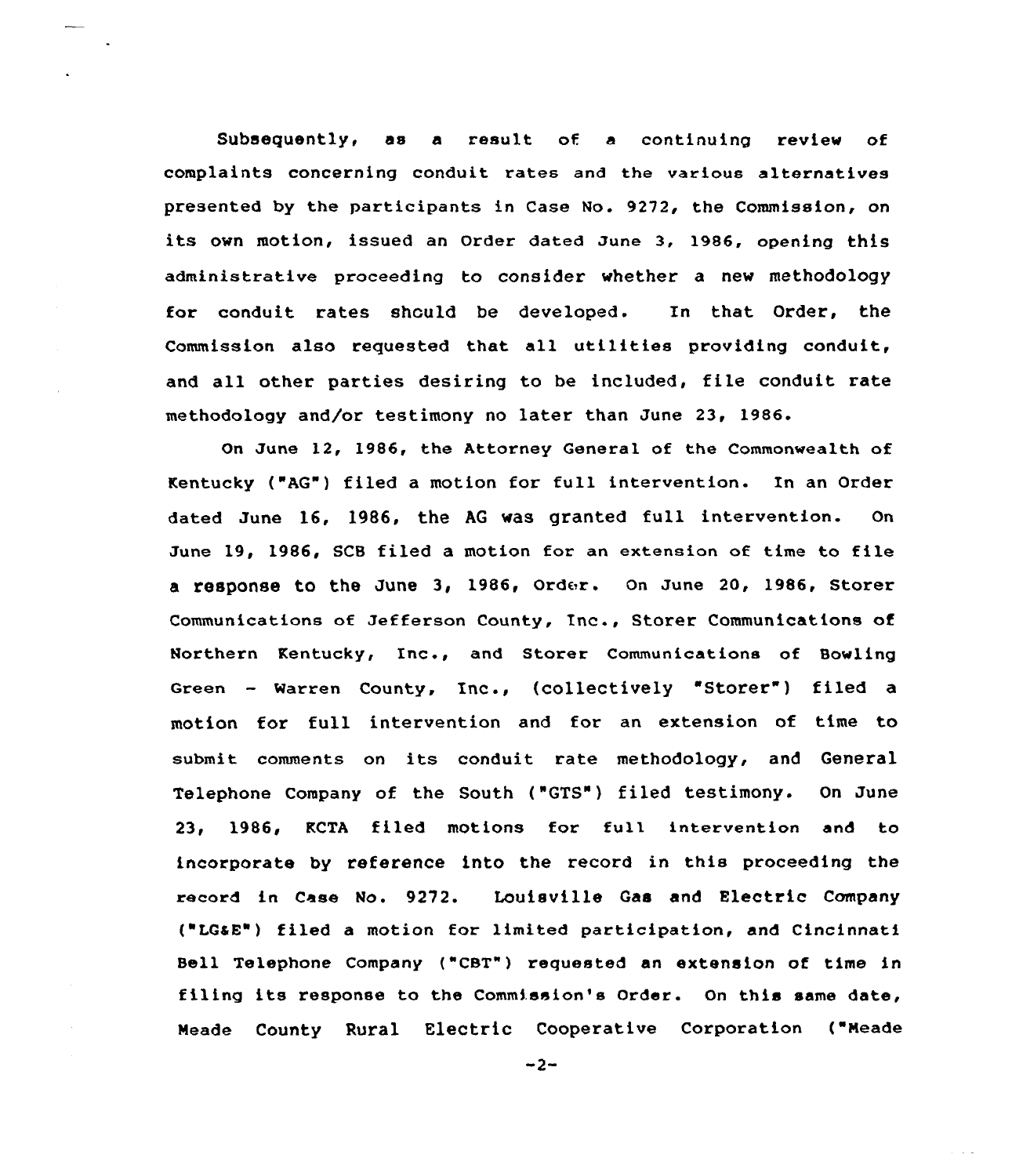Subsequently, as a result of a continuing review of complaints concerning conduit rates and the various alternatives presented by the participants in Case No. 9272, the Commission, on its own motion, issued an Order dated June 3, 1986, opening this administrative proceeding to consider whether a new methodology for conduit rates should be developed. In that Order, the Commission also requested that all utilities providing conduit, and all other parties desiring to be included, file conduit rate methodology and/or testimony no later than June 23, 1986.

On June 12, 1986, the Attorney General of the Commonwealth of Kentucky ("AG") filed a motion for full intervention. In an Order dated June 16, 1986, the AG was granted full intervention. On June 19, 1986, SCB filed a motion for an extension of time to file a response to the June 3, 1986, Order. On June 20, 1986, Storer Communications of Jefferson County, Inc., Storer Communications of Northern Kentucky, Inc., and Storer Communications of Bowling Green - Warren County, Inc., (collectively "Storer") filed a motion for full intervention and for an extension of time to submit comments on its conduit rate methodology, and General Telephone Company of the South ("GTS") filed testimony. On June 23, 1986, KCTA filed motions for full intervention and to incorporate by reference into the record in this proceeding the record in Case No. 9272. Louisville Gas and Electric Company ("LG&E") filed a motion for limited participation, and Cincinnati Bell Telephone Company ("CBT") requested an extension of time in filing its response to the Commission's Order. On this same date, Meade County Rural Electric Cooperative Corporation ("Meade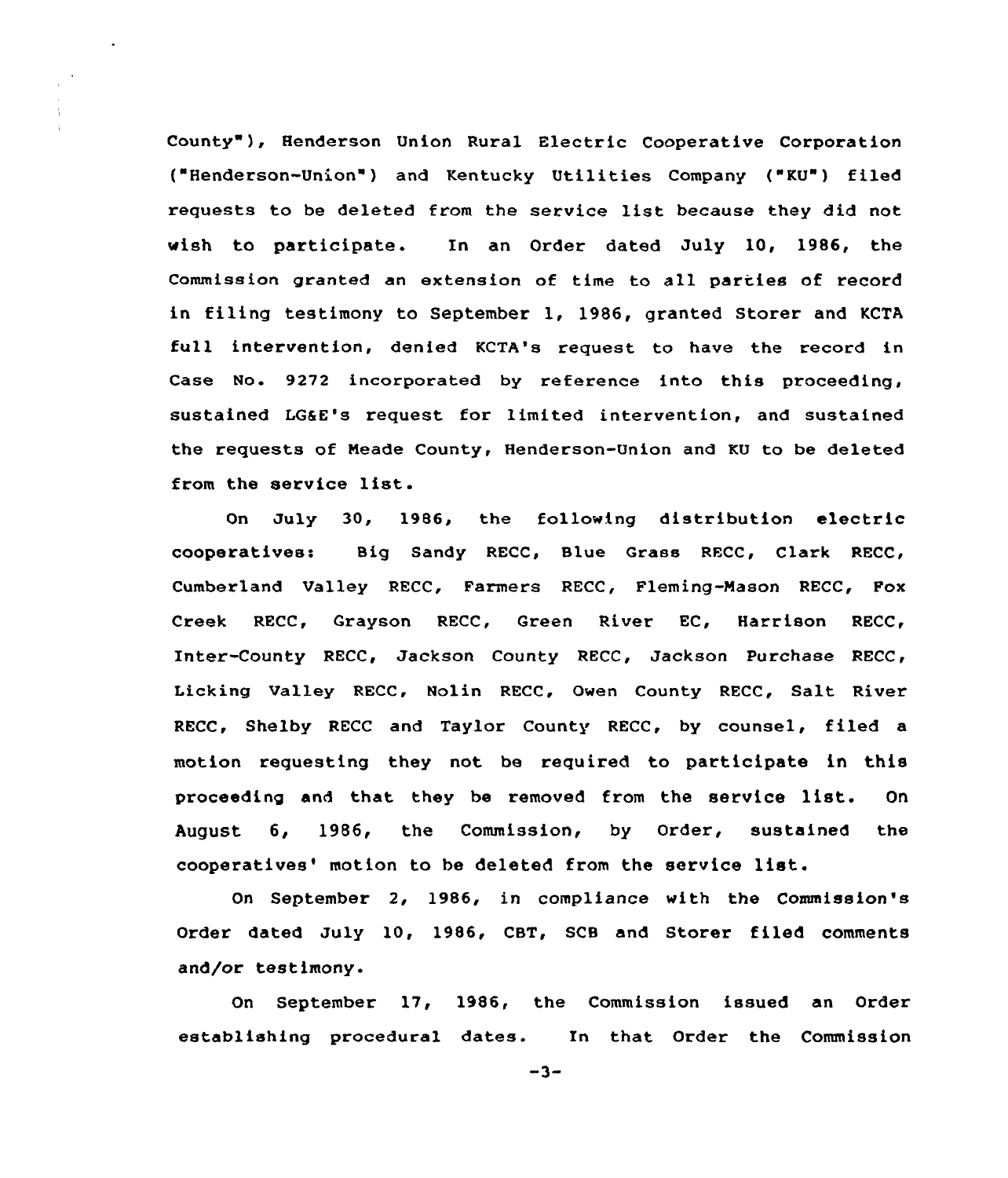County"), Henderson Union Rural Electric Cooperative Corporation ("Henderson-Union") and Kentucky Utilities Company ("KU") filed requests to be deleted from the service list because they did not wish to participate. In an Order dated July 10, 1986, the Commission granted an extension of time to all parties of record in filing testimony to September 1, 1986, granted Storer and KCTA full intervention, denied KCTA's request to have the record in Case No. 9272 incorporated by reference into this proceeding, sustained LG&E's request for limited intervention, and sustained the requests of Meade County, Henderson-Union and KU to be deleted from the service list.

On July 30, 1986, the following distribution electric cooperatives: Big Sandy RECC, Blue Grass RECC, Clark RECC, Cumberland Valley RECC, Farmers RECC, Fleming-Mason RECC, Fox Creek RECC, Grayson RECC, Green River EC, Harrison RECC, Inter-County RECC, Jackson County RECC, Jackson Purchase RECC, Licking Valley RECC, Nolin RECC, Owen County RECC, Salt River RECC, Shelby RECC and Taylor County RECC, by counsel, filed a motion requesting they not be required to participate in this proceeding and that they be removed from the service list. On August 6, 1986, the Commission, by Order, sustained the cooperatives' motion to be deleted from the service list.

On September 2, 1986, in compliance with the Commission's Order dated July 10, 1986, CBT, SCB and Storer filed comments and/or testimony.

On September 17, 1986, the Commission issued an Order establishing procedural dates. In that Order the Commission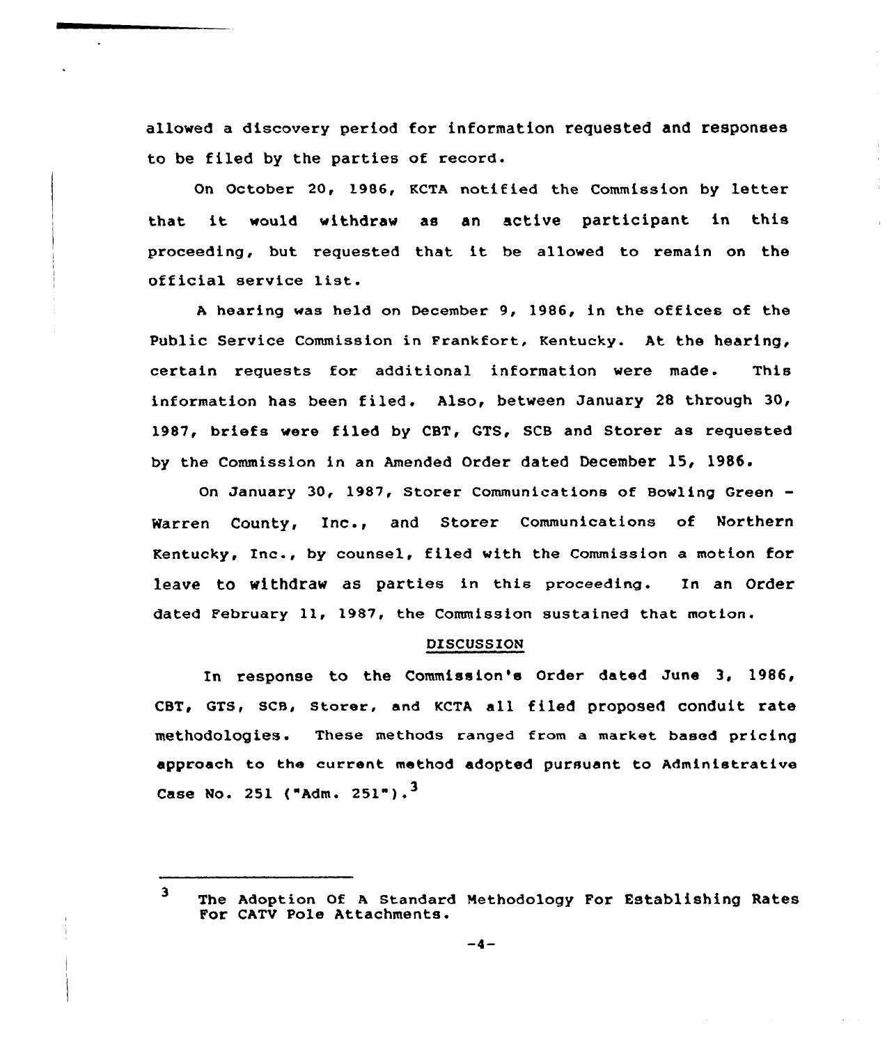allowed a discovery period for information requested and responses to be filed by the parties of record.

On October 20, 1986, KCTA notified the Commission by letter that it would withdraw as an active participant in this proceeding, but requested that it be allowed to remain on the official service list.

A hearing was held on December 9, 1986, in the offices of the Public Service Commission in Frankfort, Kentucky. At the hearing, certain requests for additional information were made. This information has been filed. Also, between January 28 through 30, 1987, briefs were filed by CBT, GTS, SCB and Storer as requested by the Commission in an Amended Order dated December 15, 1986.

On January 30, 1987, Storer Communications of Bowling Green - Warren County, Inc., and Storer Communications of Northern Kentucky, Inc., by counsel, filed with the Commission a motion for leave to withdraw as parties in this proceeding. In an Order dated February 11, 1987, the Commission sustained that motion.

## DISCUSSION

In response to the Commission's Order dated June 3, 1986, CBT, GTS, SCB, Storer, and KCTA all filed proposed conduit rate methodologies. These methods ranged from a market based pricing approach to the current method adopted pursuant to Administrative Case No. 251 ("Adm. 251").[3]

---

[3] The Adoption Of A Standard Methodology For Establishing Rates For CATV Pole Attachments.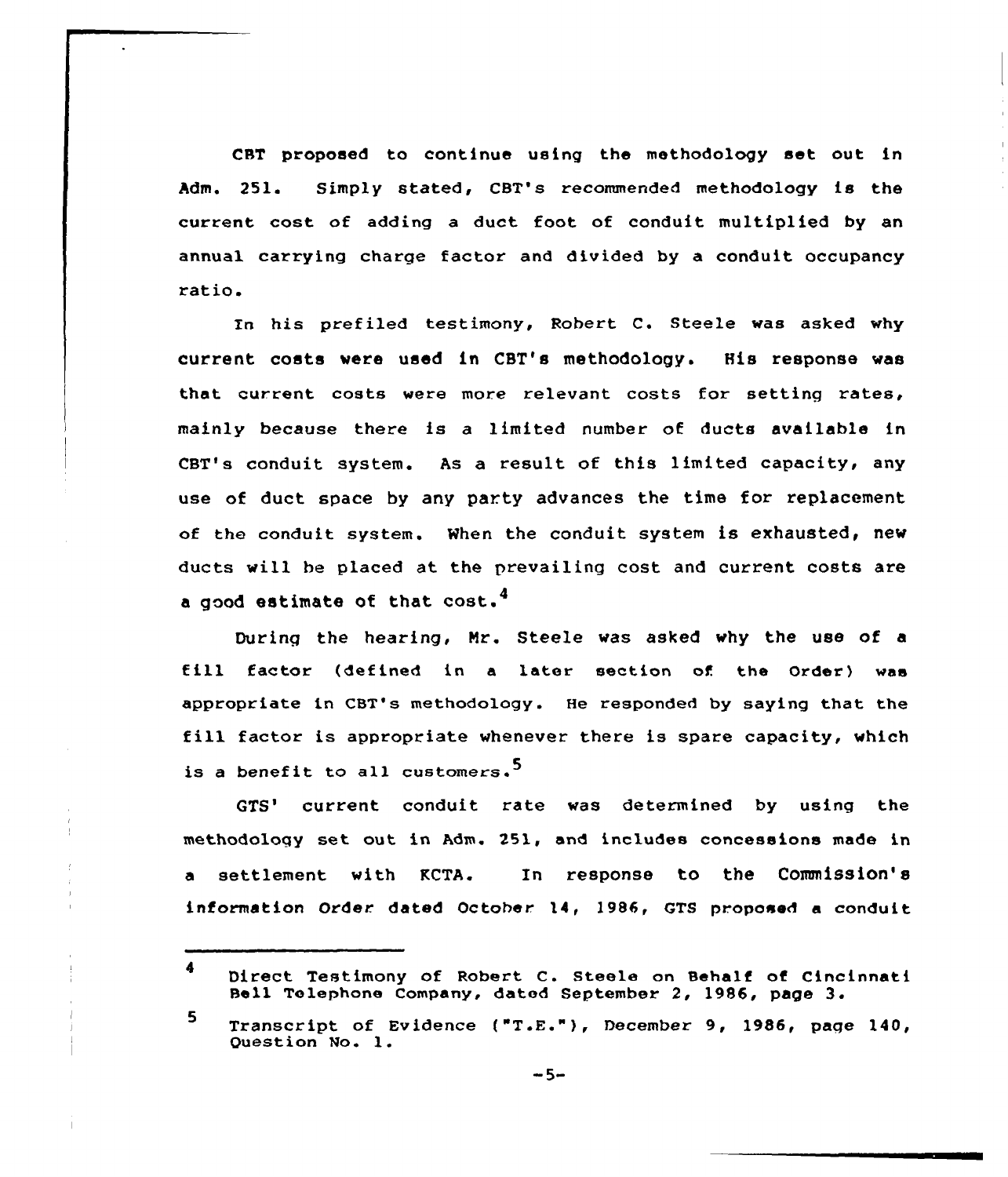CBT proposed to continue using the methodology set out in Adm. 251. Simply stated, CBT's recommended methodology is the current cost of adding a duct foot of conduit multiplied by an annual carrying charge factor and divided by a conduit occupancy ratio.

In his prefiled testimony, Robert C. Steele was asked why current costs were used in CBT's methodology. His response was that current costs were more relevant costs for setting rates, mainly because there is a limited number of ducts available in CBT's conduit system. As a result of this limited capacity, any use of duct space by any party advances the time for replacement of the conduit system. When the conduit system is exhausted, new ducts will be placed at the prevailing cost and current costs are a good estimate of that cost.[4]

During the hearing, Mr. Steele was asked why the use of a fill factor (defined in a later section of the Order) was appropriate in CBT's methodology. He responded by saying that the fill factor is appropriate whenever there is spare capacity, which is a benefit to all customers.[5]

GTS' current conduit rate was determined by using the methodology set out in Adm. 251, and includes concessions made in a settlement with KCTA. In response to the Commission's information Order dated October 14, 1986, GTS proposed a conduit

---

4 Direct Testimony of Robert C. Steele on Behalf of Cincinnati Bell Telephone Company, dated September 2, 1986, page 3.

5 Transcript of Evidence ("T.E."), December 9, 1986, page 140, Question No. 1.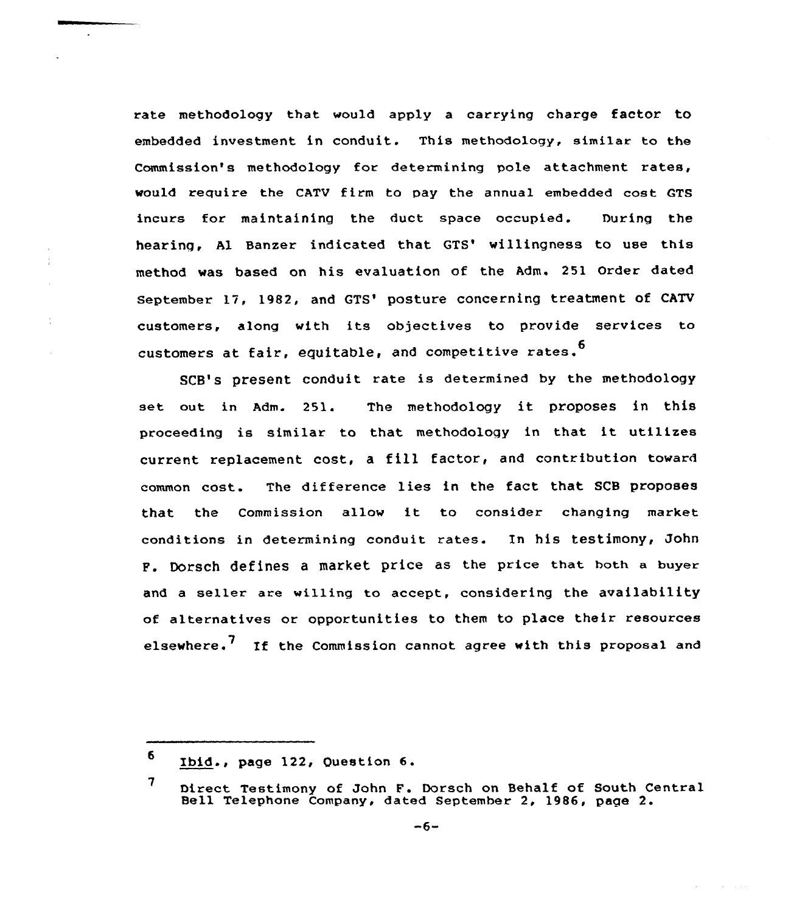rate methodology that would apply a carrying charge factor to embedded investment in conduit. This methodology, similar to the Commission's methodology for determining pole attachment rates, would require the CATV firm to pay the annual embedded cost GTS incurs for maintaining the duct space occupied. During the hearing, Al Banzer indicated that GTS' willingness to use this method was based on his evaluation of the Adm. 251 Order dated September 17, 1982, and GTS' posture concerning treatment of CATV customers, along with its objectives to provide services to customers at fair, equitable, and competitive rates.[6]

SCB's present conduit rate is determined by the methodology set out in Adm. 251. The methodology it proposes in this proceeding is similar to that methodology in that it utilizes current replacement cost, a fill factor, and contribution toward common cost. The difference lies in the fact that SCB proposes that the Commission allow it to consider changing market conditions in determining conduit rates. In his testimony, John F. Dorsch defines a market price as the price that both a buyer and a seller are willing to accept, considering the availability of alternatives or opportunities to them to place their resources elsewhere.[7] If the Commission cannot agree with this proposal and

---

[6] Ibid., page 122, Question 6.

[7] Direct Testimony of John F. Dorsch on Behalf of South Central Bell Telephone Company, dated September 2, 1986, page 2.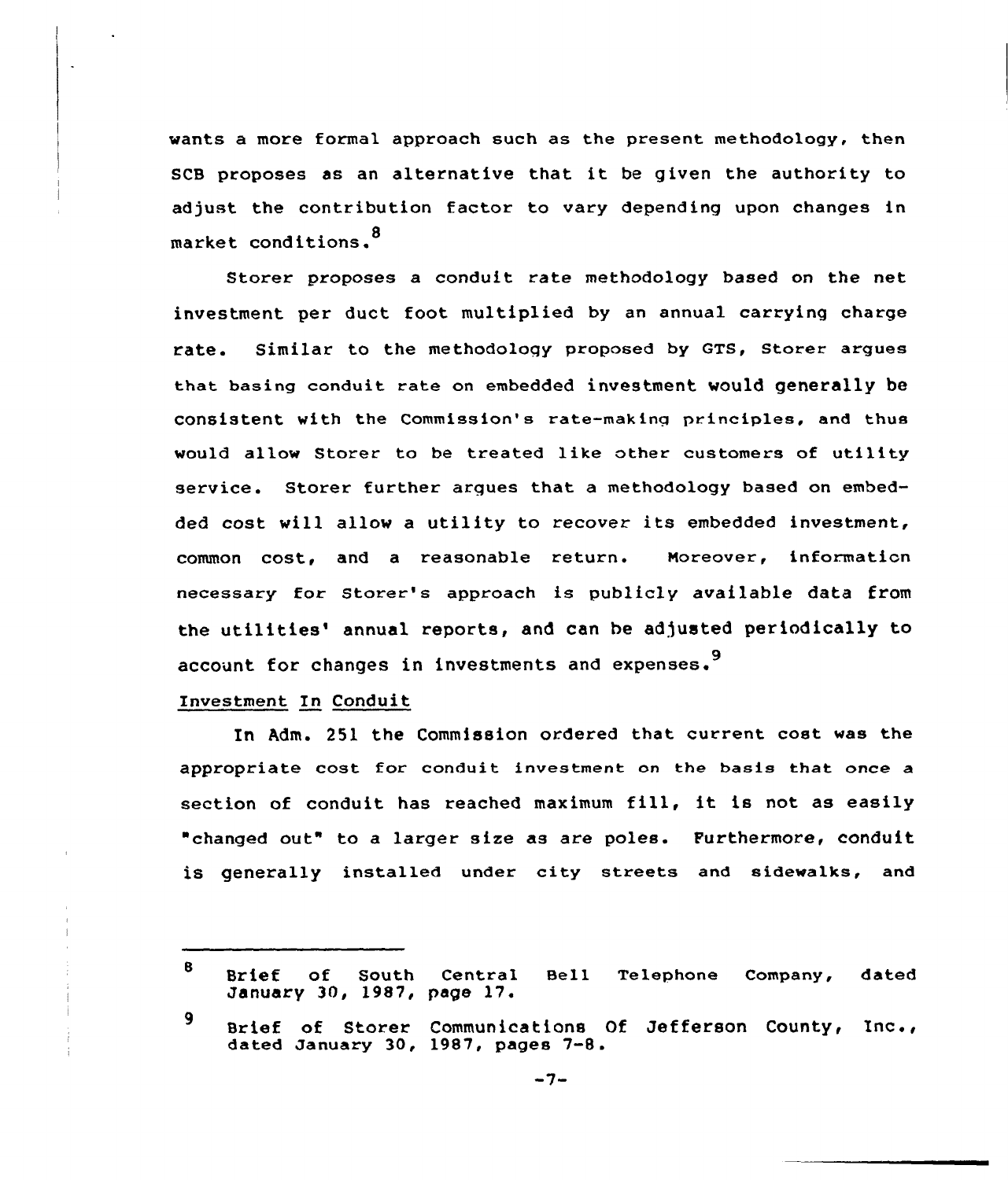wants a more formal approach such as the present methodology, then SCB proposes as an alternative that it be given the authority to adjust the contribution factor to vary depending upon changes in market conditions.[8]

Storer proposes a conduit rate methodology based on the net investment per duct foot multiplied by an annual carrying charge rate. Similar to the methodology proposed by GTS, Storer argues that basing conduit rate on embedded investment would generally be consistent with the Commission's rate-making principles, and thus would allow Storer to be treated like other customers of utility service. Storer further argues that a methodology based on embedded cost will allow a utility to recover its embedded investment, common cost, and a reasonable return. Moreover, information necessary for Storer's approach is publicly available data from the utilities' annual reports, and can be adjusted periodically to account for changes in investments and expenses.[9]

<u>Investment In Conduit</u>

In Adm. 251 the Commission ordered that current cost was the appropriate cost for conduit investment on the basis that once a section of conduit has reached maximum fill, it is not as easily "changed out" to a larger size as are poles. Furthermore, conduit is generally installed under city streets and sidewalks, and

---

[8] Brief of South Central Bell Telephone Company, dated January 30, 1987, page 17.

[9] Brief of Storer Communications Of Jefferson County, Inc., dated January 30, 1987, pages 7-8.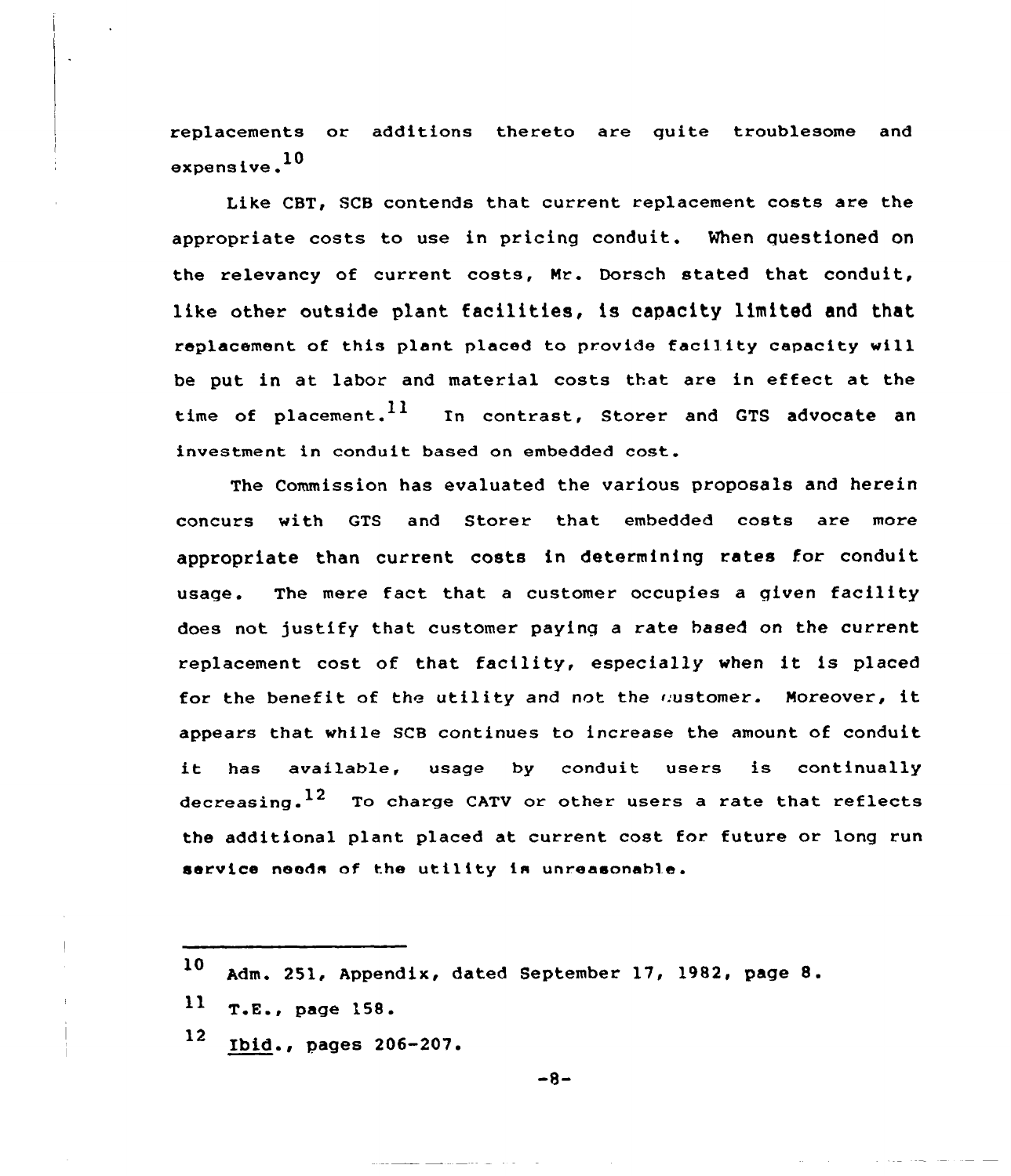replacements or additions thereto are quite troublesome and expensive.[10]

Like CBT, SCB contends that current replacement costs are the appropriate costs to use in pricing conduit. When questioned on the relevancy of current costs, Mr. Dorsch stated that conduit, like other outside plant facilities, is capacity limited and that replacement of this plant placed to provide facility capacity will be put in at labor and material costs that are in effect at the time of placement.[11] In contrast, Storer and GTS advocate an investment in conduit based on embedded cost.

The Commission has evaluated the various proposals and herein concurs with GTS and Storer that embedded costs are more appropriate than current costs in determining rates for conduit usage. The mere fact that a customer occupies a given facility does not justify that customer paying a rate based on the current replacement cost of that facility, especially when it is placed for the benefit of the utility and not the customer. Moreover, it appears that while SCB continues to increase the amount of conduit it has available, usage by conduit users is continually decreasing.[12] To charge CATV or other users a rate that reflects the additional plant placed at current cost for future or long run service needs of the utility is unreasonable.

---

[10] Adm. 251, Appendix, dated September 17, 1982, page 8.

[11] T.E., page 158.

[12] Ibid., pages 206-207.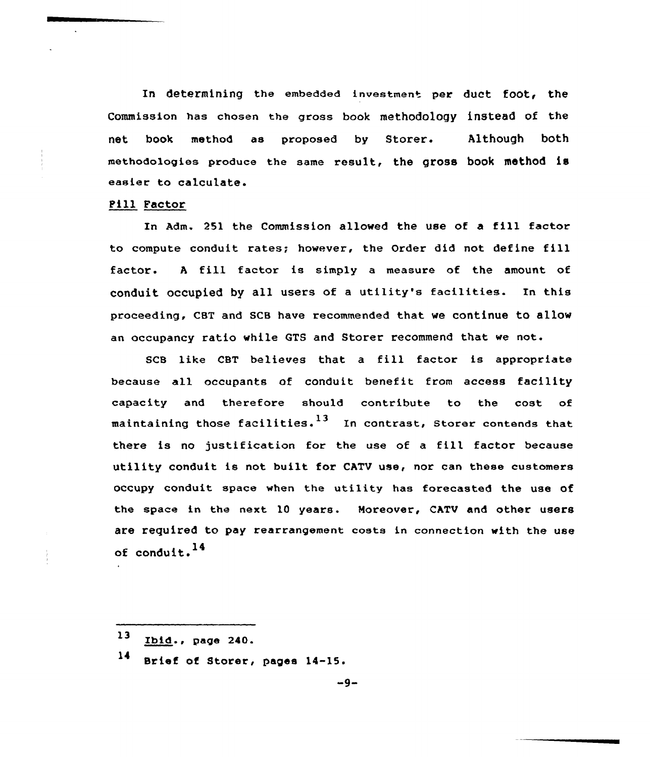In determining the embedded investment per duct foot, the Commission has chosen the gross book methodology instead of the net book method as proposed by Storer. Although both methodologies produce the same result, the gross book method is easier to calculate.

Fill Factor

In Adm. 251 the Commission allowed the use of a fill factor to compute conduit rates; however, the Order did not define fill factor. A fill factor is simply a measure of the amount of conduit occupied by all users of a utility's facilities. In this proceeding, CBT and SCB have recommended that we continue to allow an occupancy ratio while GTS and Storer recommend that we not.

SCB like CBT believes that a fill factor is appropriate because all occupants of conduit benefit from access facility capacity and therefore should contribute to the cost of maintaining those facilities.[13] In contrast, Storer contends that there is no justification for the use of a fill factor because utility conduit is not built for CATV use, nor can these customers occupy conduit space when the utility has forecasted the use of the space in the next 10 years. Moreover, CATV and other users are required to pay rearrangement costs in connection with the use of conduit.[14]

---

[13] Ibid., page 240.

[14] Brief of Storer, pages 14-15.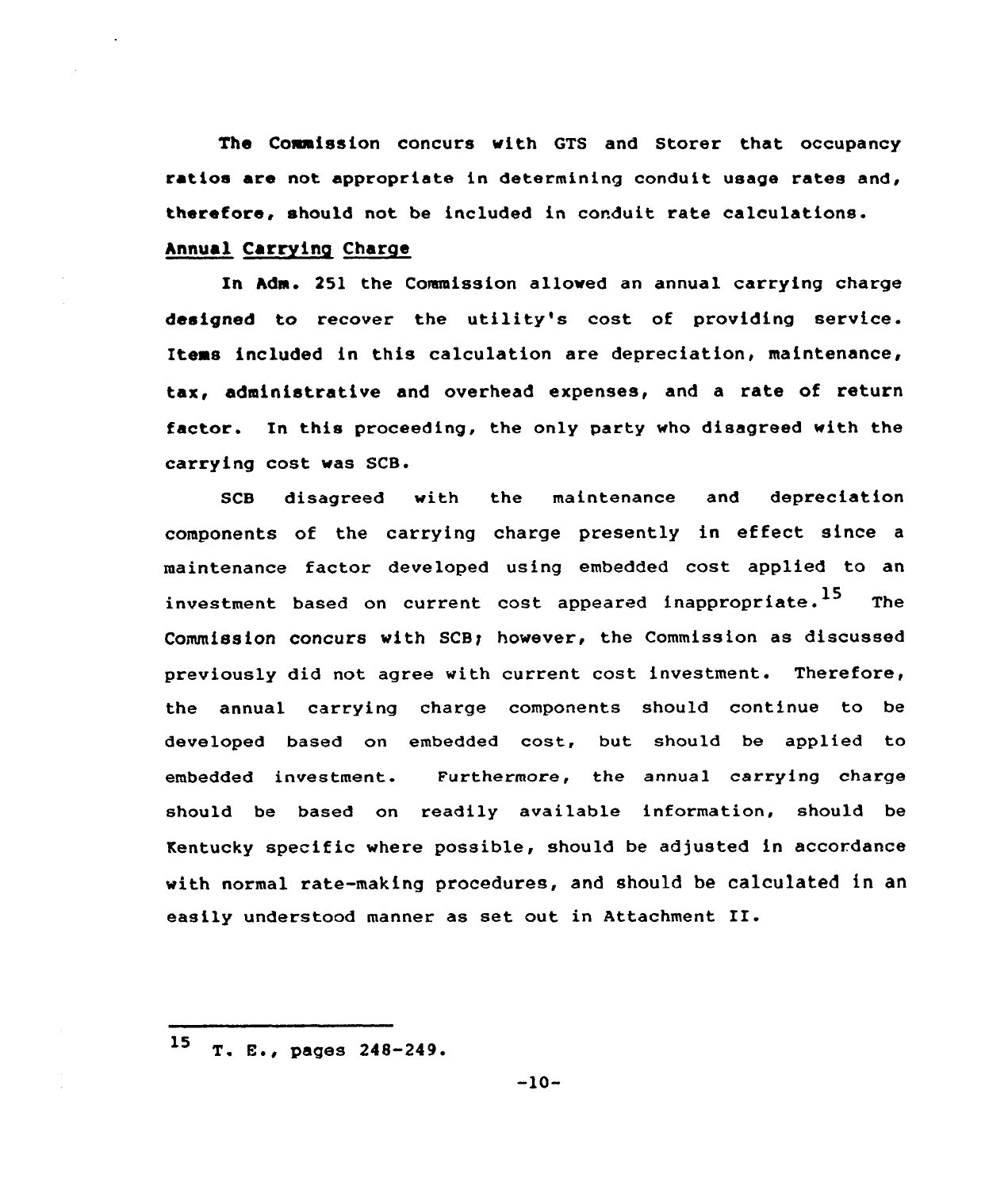The Commission concurs with GTS and Storer that occupancy ratios are not appropriate in determining conduit usage rates and, therefore, should not be included in conduit rate calculations.

## Annual Carrying Charge

In Adm. 251 the Commission allowed an annual carrying charge designed to recover the utility's cost of providing service. Items included in this calculation are depreciation, maintenance, tax, administrative and overhead expenses, and a rate of return factor. In this proceeding, the only party who disagreed with the carrying cost was SCB.

SCB disagreed with the maintenance and depreciation components of the carrying charge presently in effect since a maintenance factor developed using embedded cost applied to an investment based on current cost appeared inappropriate.[15] The Commission concurs with SCB; however, the Commission as discussed previously did not agree with current cost investment. Therefore, the annual carrying charge components should continue to be developed based on embedded cost, but should be applied to embedded investment. Furthermore, the annual carrying charge should be based on readily available information, should be Kentucky specific where possible, should be adjusted in accordance with normal rate-making procedures, and should be calculated in an easily understood manner as set out in Attachment II.

---

[15] T. E., pages 248-249.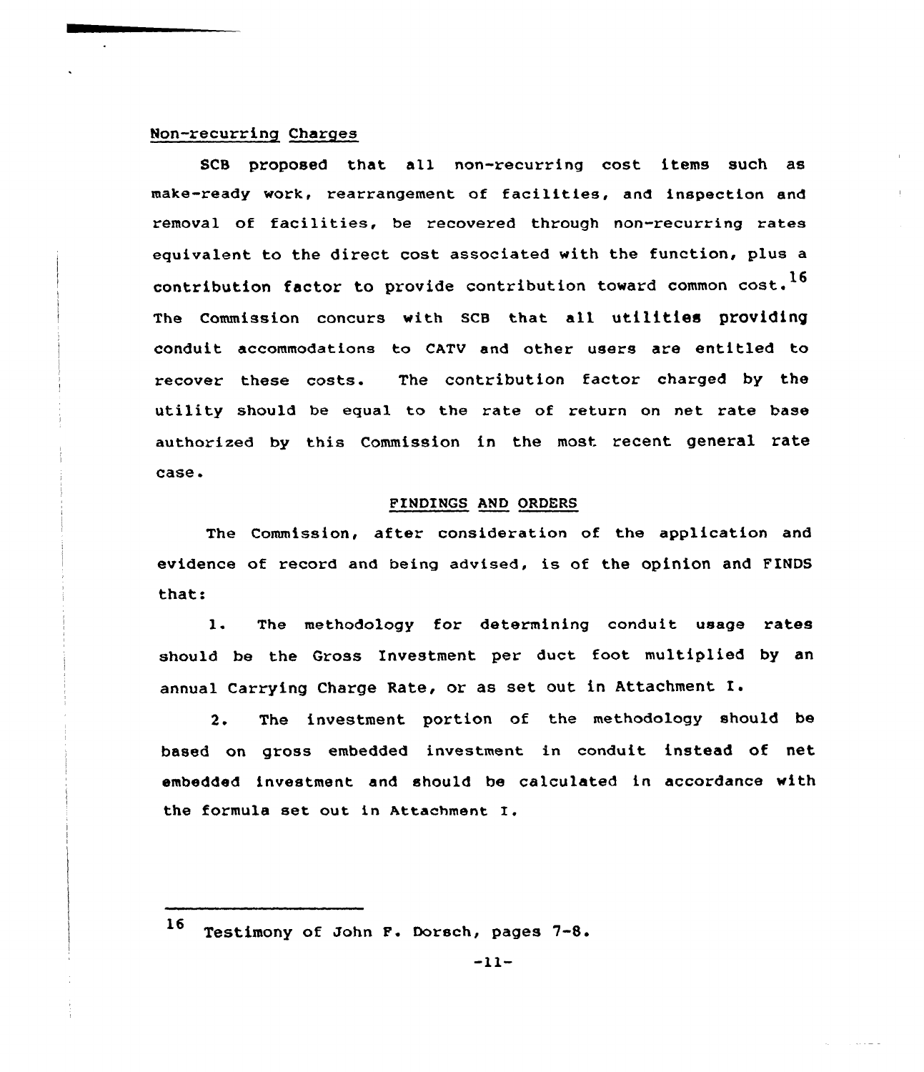## Non-recurring Charges

SCB proposed that all non-recurring cost items such as make-ready work, rearrangement of facilities, and inspection and removal of facilities, be recovered through non-recurring rates equivalent to the direct cost associated with the function, plus a contribution factor to provide contribution toward common cost.[16] The Commission concurs with SCB that all utilities providing conduit accommodations to CATV and other users are entitled to recover these costs. The contribution factor charged by the utility should be equal to the rate of return on net rate base authorized by this Commission in the most recent general rate case.

## FINDINGS AND ORDERS

The Commission, after consideration of the application and evidence of record and being advised, is of the opinion and FINDS that:

1. The methodology for determining conduit usage rates should be the Gross Investment per duct foot multiplied by an annual Carrying Charge Rate, or as set out in Attachment I.

2. The investment portion of the methodology should be based on gross embedded investment in conduit instead of net embedded investment and should be calculated in accordance with the formula set out in Attachment I.

---

[16] Testimony of John F. Dorsch, pages 7-8.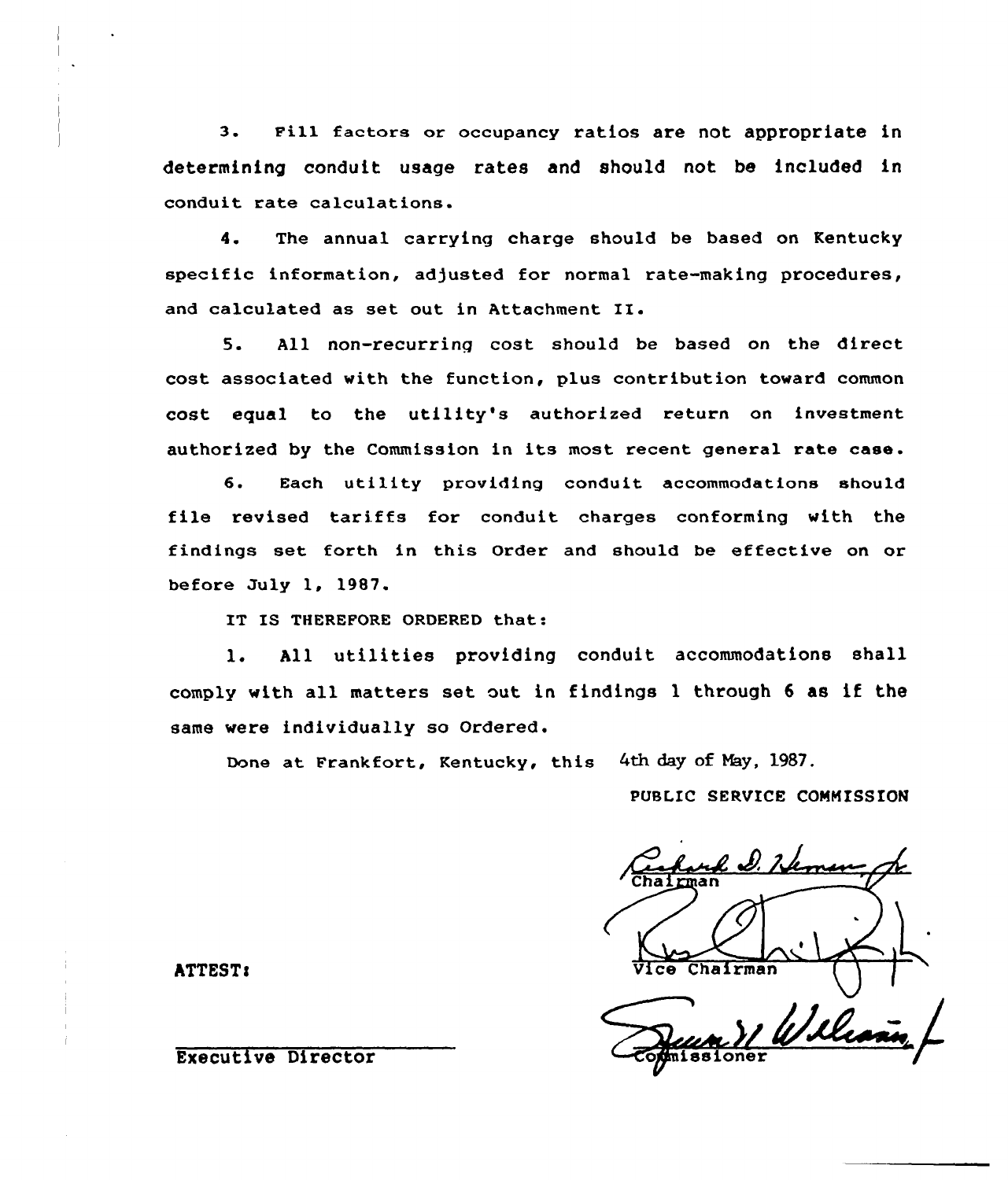3. Fill factors or occupancy ratios are not appropriate in determining conduit usage rates and should not be included in conduit rate calculations.

4. The annual carrying charge should be based on Kentucky specific information, adjusted for normal rate-making procedures, and calculated as set out in Attachment II.

5. All non-recurring cost should be based on the direct cost associated with the function, plus contribution toward common cost equal to the utility's authorized return on investment authorized by the Commission in its most recent general rate case.

6. Each utility providing conduit accommodations should file revised tariffs for conduit charges conforming with the findings set forth in this Order and should be effective on or before July 1, 1987.

IT IS THEREFORE ORDERED that:

1. All utilities providing conduit accommodations shall comply with all matters set out in findings 1 through 6 as if the same were individually so Ordered.

Done at Frankfort, Kentucky, this 4th day of May, 1987.

PUBLIC SERVICE COMMISSION

Chairman

Vice Chairman

Commissioner

ATTEST:

Executive Director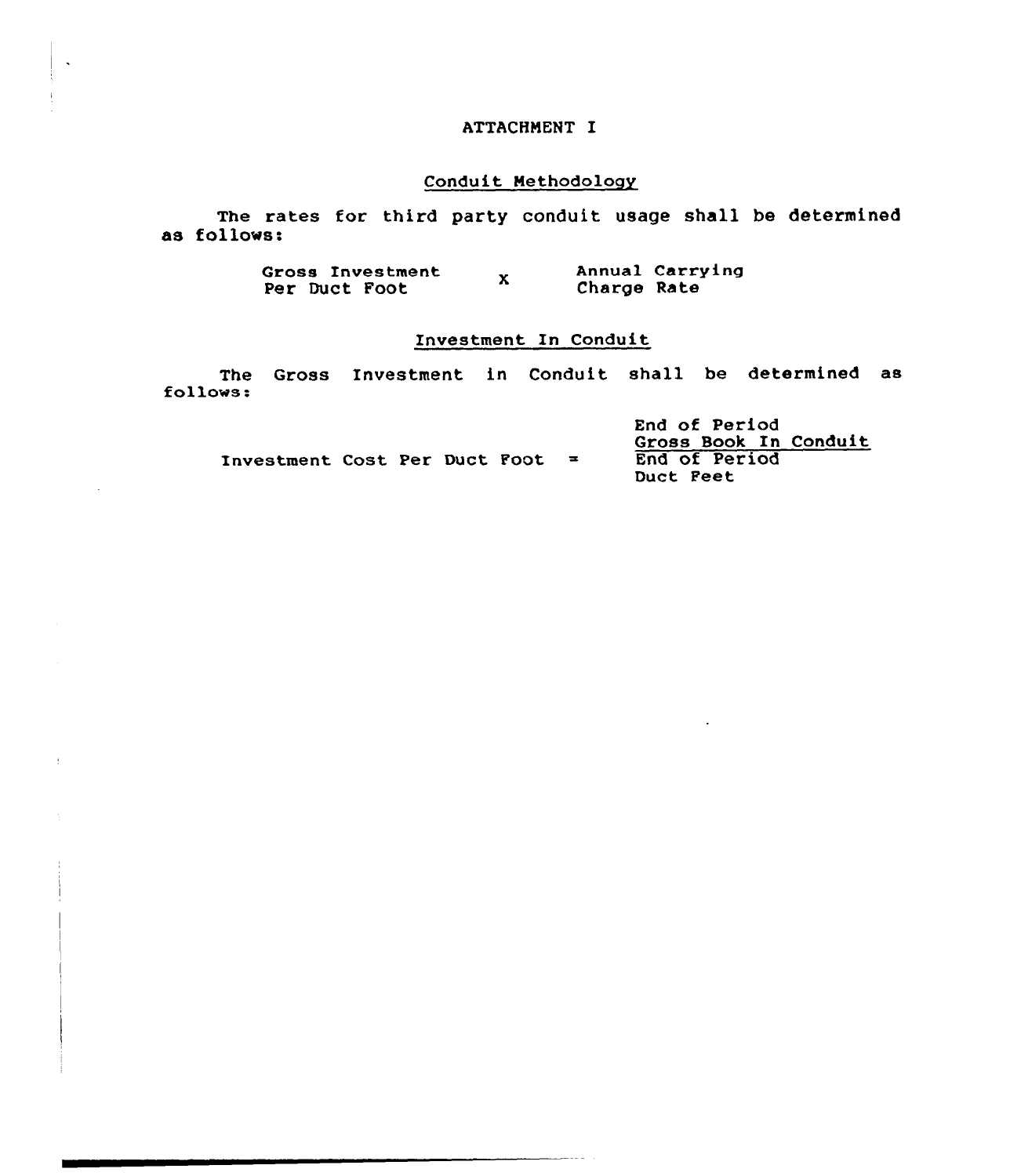# ATTACHMENT I

## Conduit Methodology

The rates for third party conduit usage shall be determined as follows:

$$\text{Gross Investment Per Duct Foot} \times \text{Annual Carrying Charge Rate}$$

## Investment In Conduit

The Gross Investment in Conduit shall be determined as follows:

$$\text{Investment Cost Per Duct Foot} = \frac{\text{End of Period Gross Book In Conduit}}{\text{End of Period Duct Feet}}$$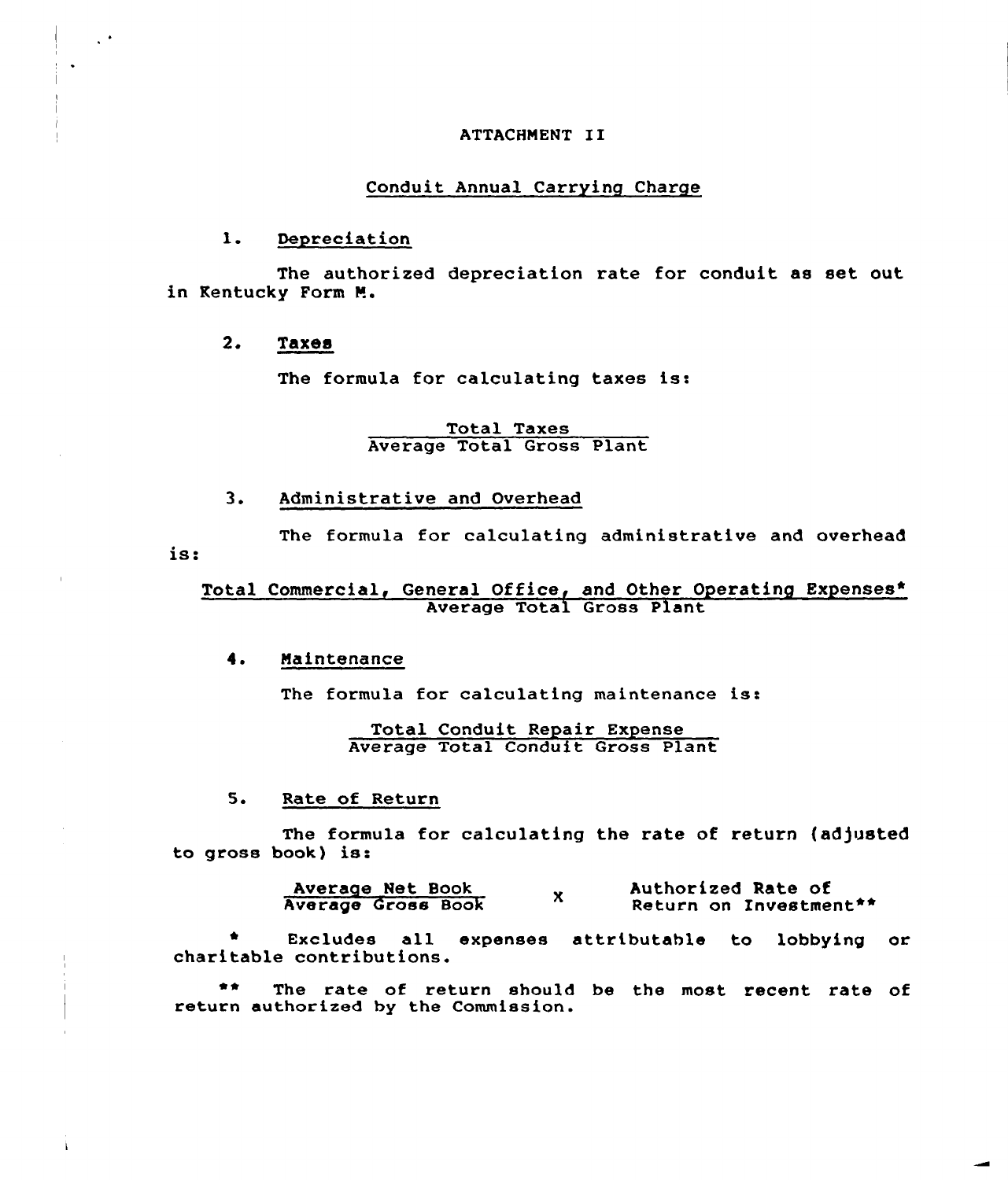# ATTACHMENT II

## Conduit Annual Carrying Charge

### 1. Depreciation

The authorized depreciation rate for conduit as set out in Kentucky Form M.

### 2. Taxes

The formula for calculating taxes is:

$$\frac{\text{Total Taxes}}{\text{Average Total Gross Plant}}$$

### 3. Administrative and Overhead

The formula for calculating administrative and overhead is:

$$\frac{\text{Total Commercial, General Office, and Other Operating Expenses}^{*}}{\text{Average Total Gross Plant}}$$

### 4. Maintenance

The formula for calculating maintenance is:

$$\frac{\text{Total Conduit Repair Expense}}{\text{Average Total Conduit Gross Plant}}$$

### 5. Rate of Return

The formula for calculating the rate of return (adjusted to gross book) is:

$$\frac{\text{Average Net Book}}{\text{Average Gross Book}} \times \text{Authorized Rate of Return on Investment}^{**}$$

\* Excludes all expenses attributable to lobbying or charitable contributions.

\*\* The rate of return should be the most recent rate of return authorized by the Commission.